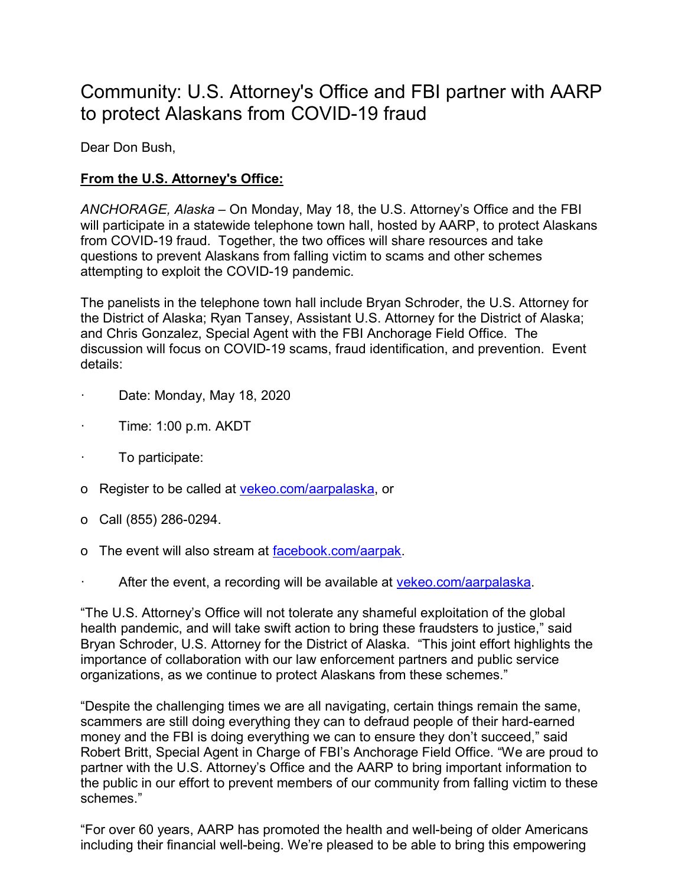# Community: U.S. Attorney's Office and FBI partner with AARP to protect Alaskans from COVID-19 fraud

Dear Don Bush,

**From the U.S. Attorney's Office:**

*ANCHORAGE, Alaska* – On Monday, May 18, the U.S. Attorney's Office and the FBI will participate in a statewide telephone town hall, hosted by AARP, to protect Alaskans from COVID-19 fraud. Together, the two offices will share resources and take questions to prevent Alaskans from falling victim to scams and other schemes attempting to exploit the COVID-19 pandemic.

The panelists in the telephone town hall include Bryan Schroder, the U.S. Attorney for the District of Alaska; Ryan Tansey, Assistant U.S. Attorney for the District of Alaska; and Chris Gonzalez, Special Agent with the FBI Anchorage Field Office. The discussion will focus on COVID-19 scams, fraud identification, and prevention. Event details:

- Date: Monday, May 18, 2020
- Time: 1:00 p.m. AKDT
- To participate:
  - Register to be called at vekeo.com/aarpalaska, or
  - Call (855) 286-0294.
  - The event will also stream at facebook.com/aarpak.
- After the event, a recording will be available at vekeo.com/aarpalaska.

"The U.S. Attorney's Office will not tolerate any shameful exploitation of the global health pandemic, and will take swift action to bring these fraudsters to justice," said Bryan Schroder, U.S. Attorney for the District of Alaska. "This joint effort highlights the importance of collaboration with our law enforcement partners and public service organizations, as we continue to protect Alaskans from these schemes."

"Despite the challenging times we are all navigating, certain things remain the same, scammers are still doing everything they can to defraud people of their hard-earned money and the FBI is doing everything we can to ensure they don't succeed," said Robert Britt, Special Agent in Charge of FBI's Anchorage Field Office. "We are proud to partner with the U.S. Attorney's Office and the AARP to bring important information to the public in our effort to prevent members of our community from falling victim to these schemes."

"For over 60 years, AARP has promoted the health and well-being of older Americans including their financial well-being. We're pleased to be able to bring this empowering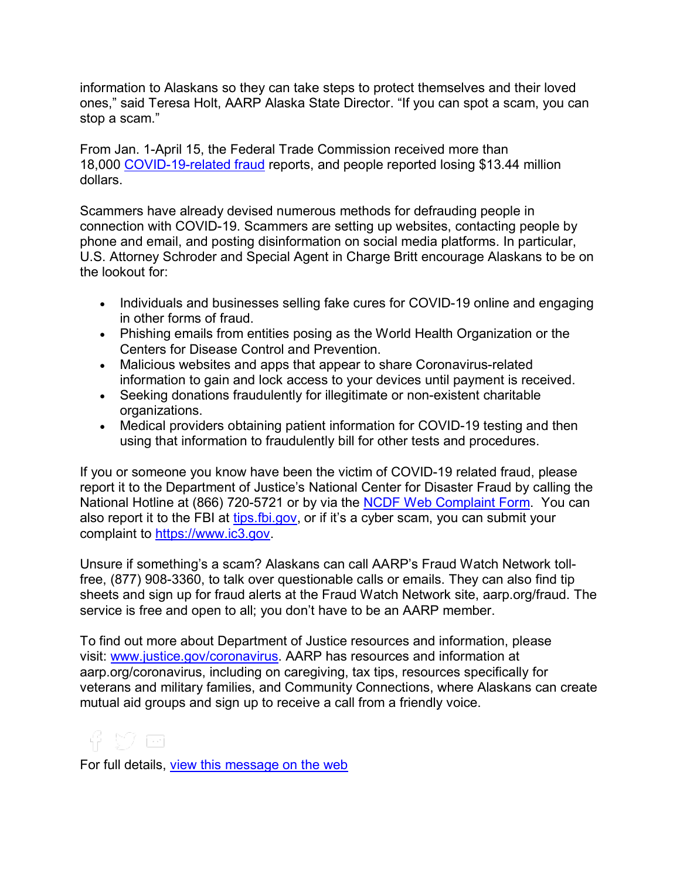information to Alaskans so they can take steps to protect themselves and their loved ones," said Teresa Holt, AARP Alaska State Director. "If you can spot a scam, you can stop a scam."

From Jan. 1-April 15, the Federal Trade Commission received more than 18,000 COVID-19-related fraud reports, and people reported losing $13.44 million dollars.

Scammers have already devised numerous methods for defrauding people in connection with COVID-19. Scammers are setting up websites, contacting people by phone and email, and posting disinformation on social media platforms. In particular, U.S. Attorney Schroder and Special Agent in Charge Britt encourage Alaskans to be on the lookout for:

- Individuals and businesses selling fake cures for COVID-19 online and engaging in other forms of fraud.
- Phishing emails from entities posing as the World Health Organization or the Centers for Disease Control and Prevention.
- Malicious websites and apps that appear to share Coronavirus-related information to gain and lock access to your devices until payment is received.
- Seeking donations fraudulently for illegitimate or non-existent charitable organizations.
- Medical providers obtaining patient information for COVID-19 testing and then using that information to fraudulently bill for other tests and procedures.

If you or someone you know have been the victim of COVID-19 related fraud, please report it to the Department of Justice's National Center for Disaster Fraud by calling the National Hotline at (866) 720-5721 or by via the NCDF Web Complaint Form. You can also report it to the FBI at tips.fbi.gov, or if it's a cyber scam, you can submit your complaint to https://www.ic3.gov.

Unsure if something's a scam? Alaskans can call AARP's Fraud Watch Network toll-free, (877) 908-3360, to talk over questionable calls or emails. They can also find tip sheets and sign up for fraud alerts at the Fraud Watch Network site, aarp.org/fraud. The service is free and open to all; you don't have to be an AARP member.

To find out more about Department of Justice resources and information, please visit: www.justice.gov/coronavirus. AARP has resources and information at aarp.org/coronavirus, including on caregiving, tax tips, resources specifically for veterans and military families, and Community Connections, where Alaskans can create mutual aid groups and sign up to receive a call from a friendly voice.

For full details, view this message on the web